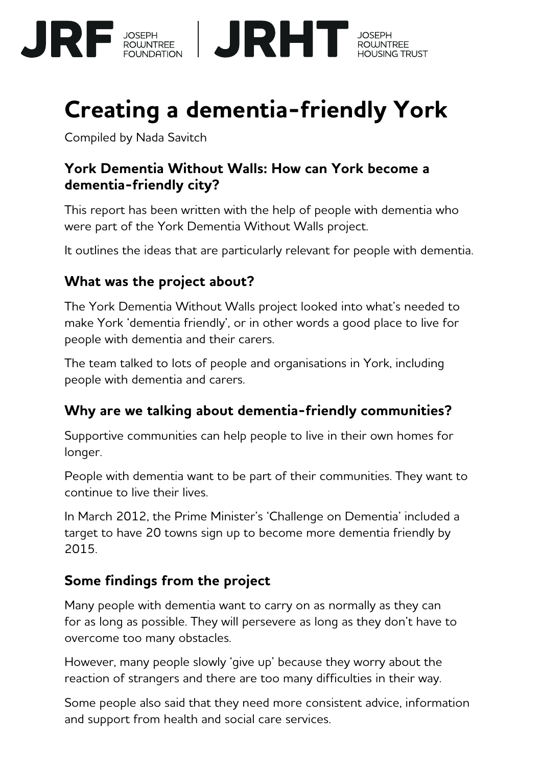JRF JOSEPH ROWNTREE FOUNDATION | JRHT JOSEPH ROWNTREE HOUSING TRUST

# Creating a dementia-friendly York

Compiled by Nada Savitch

### York Dementia Without Walls: How can York become a dementia-friendly city?

This report has been written with the help of people with dementia who were part of the York Dementia Without Walls project.

It outlines the ideas that are particularly relevant for people with dementia.

## What was the project about?

The York Dementia Without Walls project looked into what's needed to make York 'dementia friendly', or in other words a good place to live for people with dementia and their carers.

The team talked to lots of people and organisations in York, including people with dementia and carers.

## Why are we talking about dementia-friendly communities?

Supportive communities can help people to live in their own homes for longer.

People with dementia want to be part of their communities. They want to continue to live their lives.

In March 2012, the Prime Minister's 'Challenge on Dementia' included a target to have 20 towns sign up to become more dementia friendly by 2015.

## Some findings from the project

Many people with dementia want to carry on as normally as they can for as long as possible. They will persevere as long as they don't have to overcome too many obstacles.

However, many people slowly 'give up' because they worry about the reaction of strangers and there are too many difficulties in their way.

Some people also said that they need more consistent advice, information and support from health and social care services.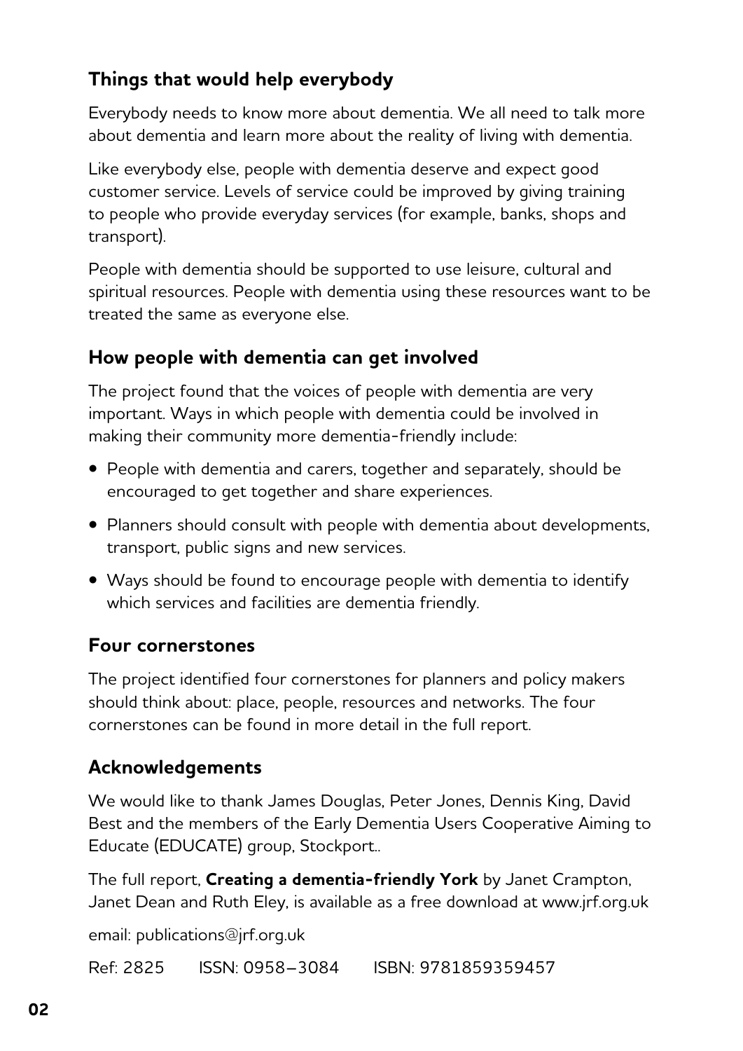## Things that would help everybody

Everybody needs to know more about dementia. We all need to talk more about dementia and learn more about the reality of living with dementia.

Like everybody else, people with dementia deserve and expect good customer service. Levels of service could be improved by giving training to people who provide everyday services (for example, banks, shops and transport).

People with dementia should be supported to use leisure, cultural and spiritual resources. People with dementia using these resources want to be treated the same as everyone else.

## How people with dementia can get involved

The project found that the voices of people with dementia are very important. Ways in which people with dementia could be involved in making their community more dementia-friendly include:

- People with dementia and carers, together and separately, should be encouraged to get together and share experiences.
- Planners should consult with people with dementia about developments, transport, public signs and new services.
- Ways should be found to encourage people with dementia to identify which services and facilities are dementia friendly.

## Four cornerstones

The project identified four cornerstones for planners and policy makers should think about: place, people, resources and networks. The four cornerstones can be found in more detail in the full report.

## Acknowledgements

We would like to thank James Douglas, Peter Jones, Dennis King, David Best and the members of the Early Dementia Users Cooperative Aiming to Educate (EDUCATE) group, Stockport..

The full report, **Creating a dementia-friendly York** by Janet Crampton, Janet Dean and Ruth Eley, is available as a free download at www.jrf.org.uk

email: publications@jrf.org.uk

Ref: 2825 ISSN: 0958–3084 ISBN: 9781859359457